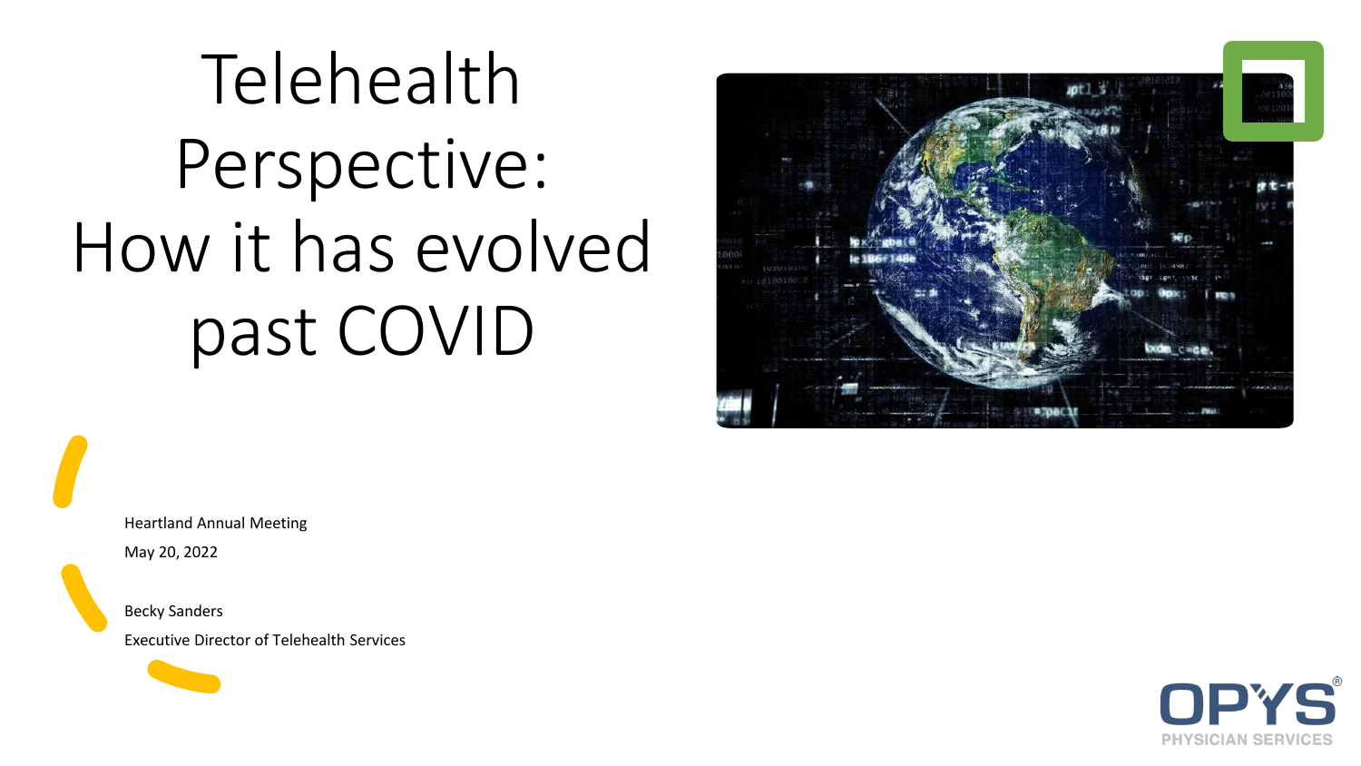# Telehealth Perspective: How it has evolved past COVID

Heartland Annual Meeting

May 20, 2022

Becky Sanders

Executive Director of Telehealth Services

OPYS PHYSICIAN SERVICES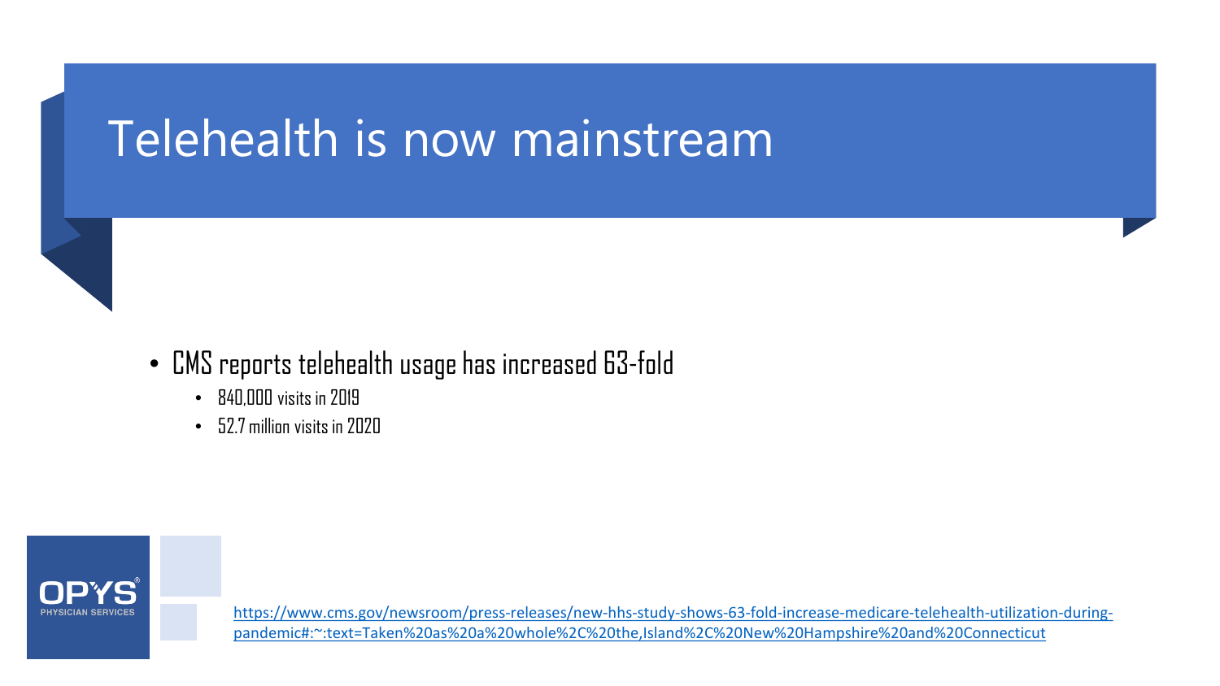# Telehealth is now mainstream

- CMS reports telehealth usage has increased 63-fold
  - 840,000 visits in 2019
  - 52.7 million visits in 2020

OPYS PHYSICIAN SERVICES

https://www.cms.gov/newsroom/press-releases/new-hhs-study-shows-63-fold-increase-medicare-telehealth-utilization-during-pandemic#:~:text=Taken%20as%20a%20whole%2C%20the,Island%2C%20New%20Hampshire%20and%20Connecticut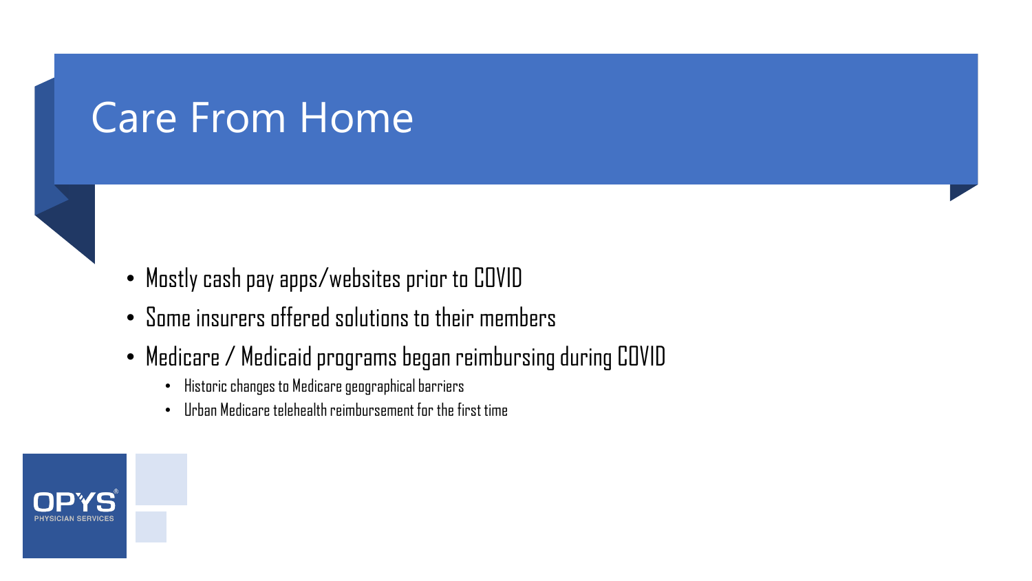# Care From Home

- Mostly cash pay apps/websites prior to COVID
- Some insurers offered solutions to their members
- Medicare / Medicaid programs began reimbursing during COVID
  - Historic changes to Medicare geographical barriers
  - Urban Medicare telehealth reimbursement for the first time

OPYS PHYSICIAN SERVICES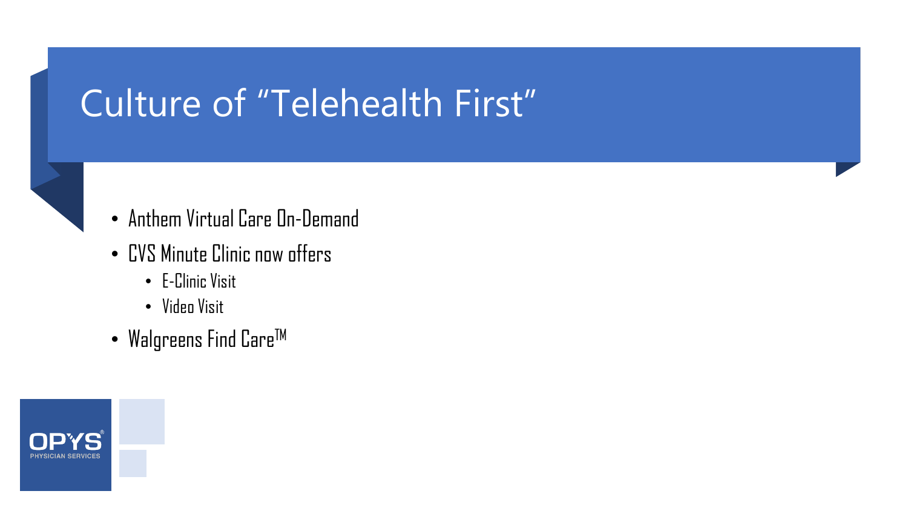# Culture of "Telehealth First"

- Anthem Virtual Care On-Demand
- CVS Minute Clinic now offers
  - E-Clinic Visit
  - Video Visit
- Walgreens Find Care™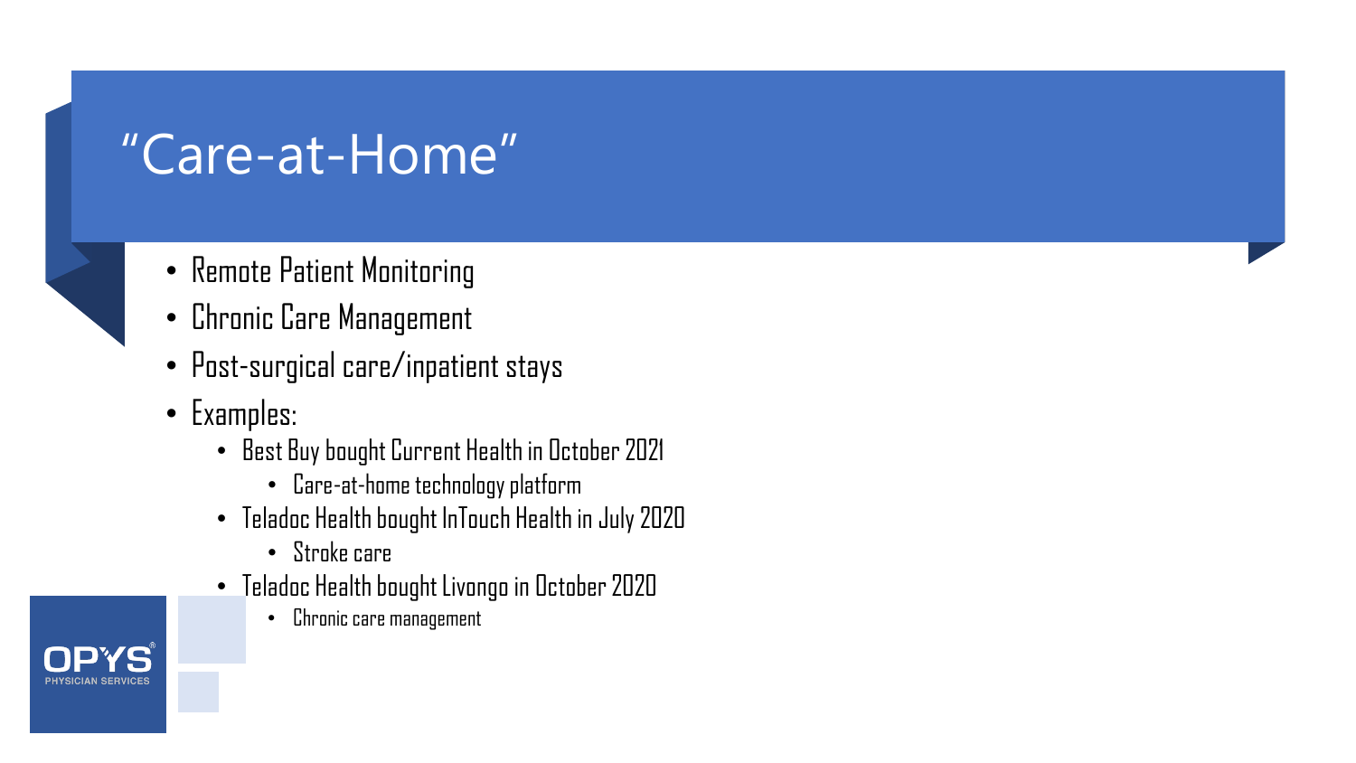# "Care-at-Home"

- Remote Patient Monitoring
- Chronic Care Management
- Post-surgical care/inpatient stays
- Examples:
  - Best Buy bought Current Health in October 2021
    - Care-at-home technology platform
  - Teladoc Health bought InTouch Health in July 2020
    - Stroke care
  - Teladoc Health bought Livongo in October 2020
    - Chronic care management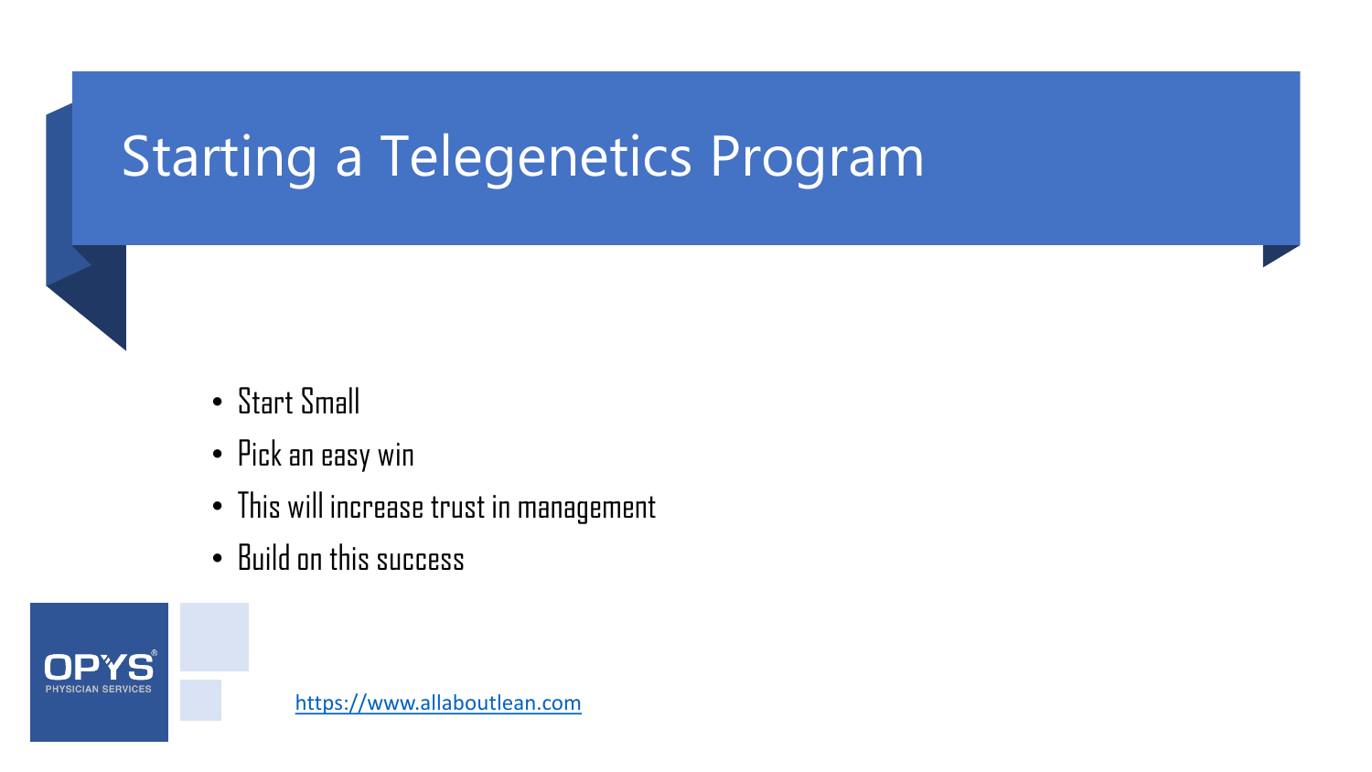# Starting a Telegenetics Program

- Start Small
- Pick an easy win
- This will increase trust in management
- Build on this success

OPYS PHYSICIAN SERVICES

https://www.allaboutlean.com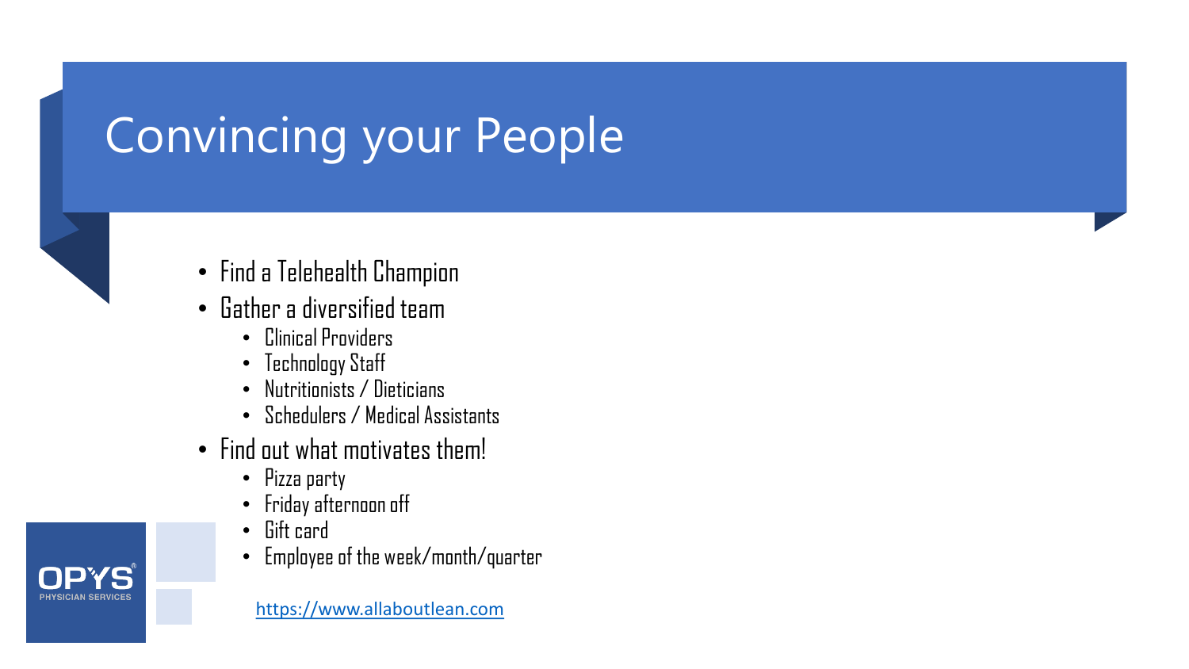# Convincing your People

- Find a Telehealth Champion
- Gather a diversified team
  - Clinical Providers
  - Technology Staff
  - Nutritionists / Dieticians
  - Schedulers / Medical Assistants
- Find out what motivates them!
  - Pizza party
  - Friday afternoon off
  - Gift card
  - Employee of the week/month/quarter

https://www.allaboutlean.com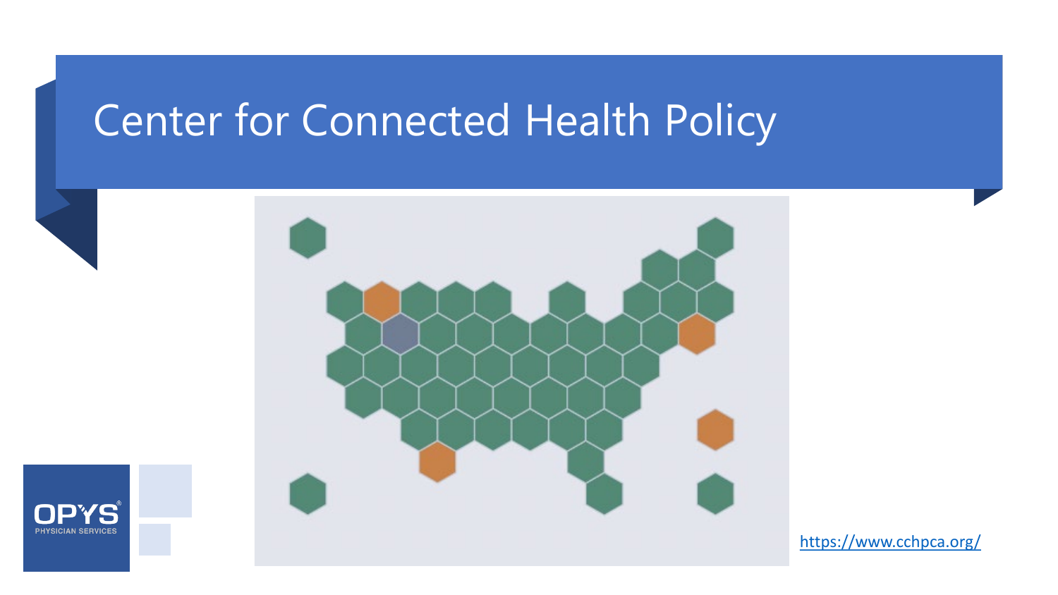# Center for Connected Health Policy

https://www.cchpca.org/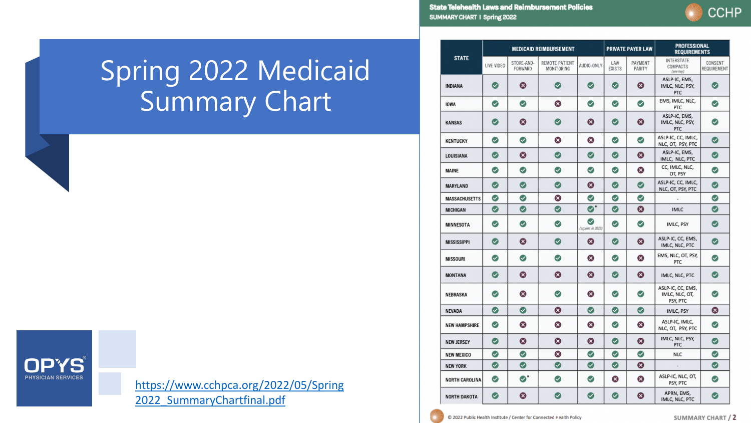# Spring 2022 Medicaid Summary Chart

https://www.cchpca.org/2022/05/Spring2022_SummaryChartfinal.pdf

**State Telehealth Laws and Reimbursement Policies**
SUMMARY CHART I Spring 2022

| STATE | MEDICAID REIMBURSEMENT | | | | PRIVATE PAYER LAW | | PROFESSIONAL REQUIREMENTS | |
|---|---|---|---|---|---|---|---|---|
| | LIVE VIDEO | STORE-AND-FORWARD | REMOTE PATIENT MONITORING | AUDIO-ONLY | LAW EXISTS | PAYMENT PARITY | INTERSTATE COMPACTS (see key) | CONSENT REQUIREMENT |
| INDIANA | ✓ | ✗ | ✓ | ✓ | ✓ | ✗ | ASLP-IC, EMS, IMLC, NLC, PSY, PTC | ✓ |
| IOWA | ✓ | ✓ | ✗ | ✓ | ✓ | ✓ | EMS, IMLC, NLC, PTC | ✓ |
| KANSAS | ✓ | ✗ | ✓ | ✗ | ✓ | ✗ | ASLP-IC, EMS, IMLC, NLC, PSY, PTC | ✓ |
| KENTUCKY | ✓ | ✓ | ✗ | ✗ | ✓ | ✓ | ASLP-IC, CC, IMLC, NLC, OT, PSY, PTC | ✓ |
| LOUISIANA | ✓ | ✗ | ✓ | ✓ | ✓ | ✗ | ASLP-IC, EMS, IMLC, NLC, PTC | ✓ |
| MAINE | ✓ | ✓ | ✓ | ✓ | ✓ | ✗ | CC, IMLC, NLC, OT, PSY | ✓ |
| MARYLAND | ✓ | ✓ | ✓ | ✗ | ✓ | ✓ | ASLP-IC, CC, IMLC, NLC, OT, PSY, PTC | ✓ |
| MASSACHUSETTS | ✓ | ✓ | ✗ | ✓ | ✓ | ✓ | - | ✓ |
| MICHIGAN | ✓ | ✓ | ✓ | ✓* | ✓ | ✗ | IMLC | ✓ |
| MINNESOTA | ✓ | ✓ | ✓ | ✓ (expires in 2023) | ✓ | ✓ | IMLC, PSY | ✓ |
| MISSISSIPPI | ✓ | ✗ | ✓ | ✗ | ✓ | ✗ | ASLP-IC, CC, EMS, IMLC, NLC, PTC | ✓ |
| MISSOURI | ✓ | ✓ | ✓ | ✗ | ✓ | ✗ | EMS, NLC, OT, PSY, PTC | ✓ |
| MONTANA | ✓ | ✗ | ✗ | ✗ | ✓ | ✗ | IMLC, NLC, PTC | ✓ |
| NEBRASKA | ✓ | ✗ | ✓ | ✗ | ✓ | ✓ | ASLP-IC, CC, EMS, IMLC, NLC, OT, PSY, PTC | ✓ |
| NEVADA | ✓ | ✓ | ✗ | ✓ | ✓ | ✓ | IMLC, PSY | ✗ |
| NEW HAMPSHIRE | ✓ | ✗ | ✗ | ✗ | ✓ | ✗ | ASLP-IC, IMLC, NLC, OT, PSY, PTC | ✓ |
| NEW JERSEY | ✓ | ✗ | ✗ | ✗ | ✓ | ✗ | IMLC, NLC, PSY, PTC | ✓ |
| NEW MEXICO | ✓ | ✓ | ✗ | ✓ | ✓ | ✓ | NLC | ✓ |
| NEW YORK | ✓ | ✓ | ✓ | ✓ | ✓ | ✗ | - | ✓ |
| NORTH CAROLINA | ✓ | ✓* | ✓ | ✓ | ✗ | ✗ | ASLP-IC, NLC, OT, PSY, PTC | ✓ |
| NORTH DAKOTA | ✓ | ✗ | ✓ | ✓ | ✓ | ✗ | APRN, EMS, IMLC, NLC, PTC | ✓ |

© 2022 Public Health Institute / Center for Connected Health Policy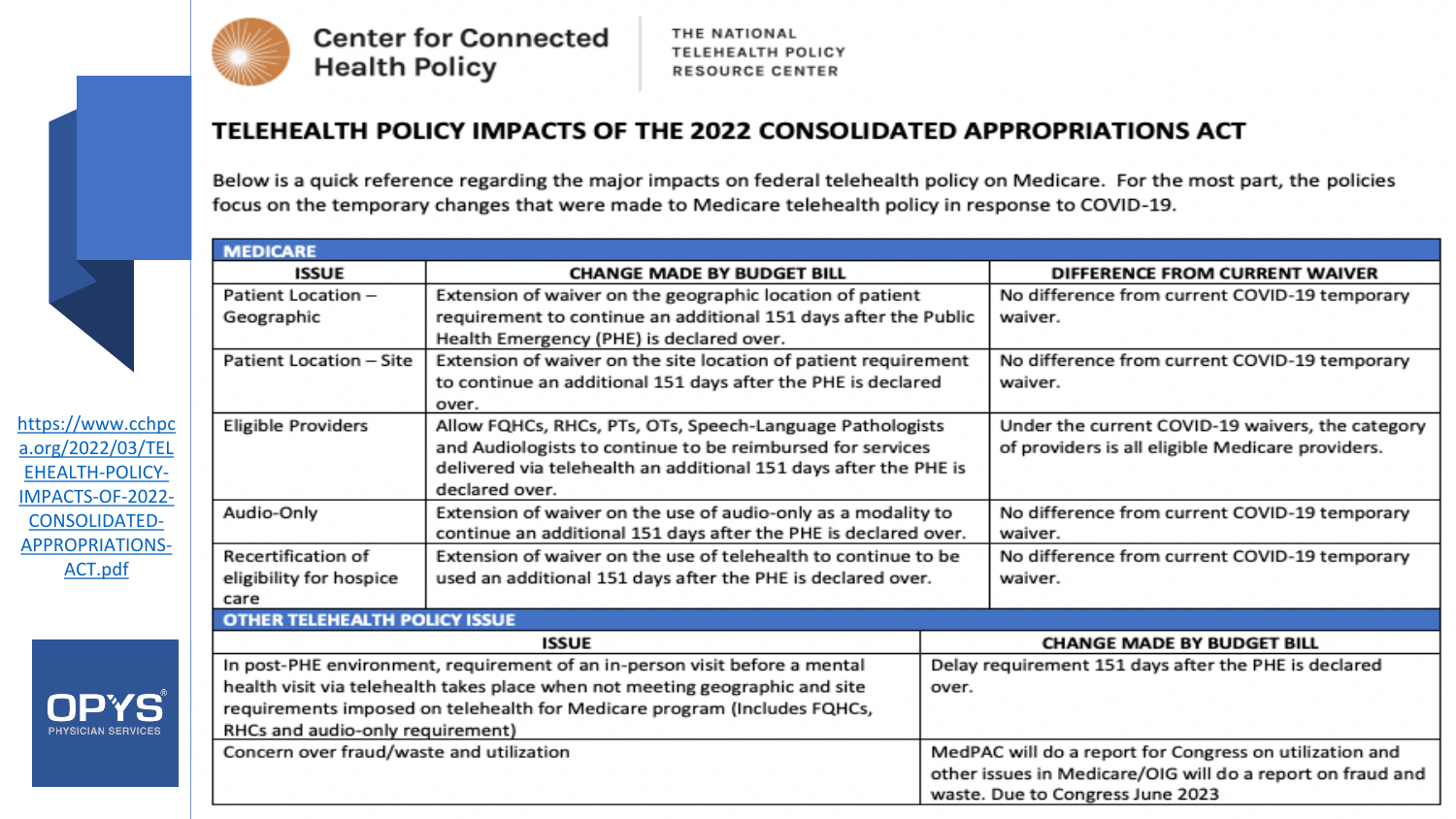Center for Connected Health Policy

THE NATIONAL TELEHEALTH POLICY RESOURCE CENTER

## TELEHEALTH POLICY IMPACTS OF THE 2022 CONSOLIDATED APPROPRIATIONS ACT

Below is a quick reference regarding the major impacts on federal telehealth policy on Medicare. For the most part, the policies focus on the temporary changes that were made to Medicare telehealth policy in response to COVID-19.

**MEDICARE**

| ISSUE | CHANGE MADE BY BUDGET BILL | DIFFERENCE FROM CURRENT WAIVER |
|---|---|---|
| Patient Location – Geographic | Extension of waiver on the geographic location of patient requirement to continue an additional 151 days after the Public Health Emergency (PHE) is declared over. | No difference from current COVID-19 temporary waiver. |
| Patient Location – Site | Extension of waiver on the site location of patient requirement to continue an additional 151 days after the PHE is declared over. | No difference from current COVID-19 temporary waiver. |
| Eligible Providers | Allow FQHCs, RHCs, PTs, OTs, Speech-Language Pathologists and Audiologists to continue to be reimbursed for services delivered via telehealth an additional 151 days after the PHE is declared over. | Under the current COVID-19 waivers, the category of providers is all eligible Medicare providers. |
| Audio-Only | Extension of waiver on the use of audio-only as a modality to continue an additional 151 days after the PHE is declared over. | No difference from current COVID-19 temporary waiver. |
| Recertification of eligibility for hospice care | Extension of waiver on the use of telehealth to continue to be used an additional 151 days after the PHE is declared over. | No difference from current COVID-19 temporary waiver. |

**OTHER TELEHEALTH POLICY ISSUE**

| ISSUE | CHANGE MADE BY BUDGET BILL |
|---|---|
| In post-PHE environment, requirement of an in-person visit before a mental health visit via telehealth takes place when not meeting geographic and site requirements imposed on telehealth for Medicare program (Includes FQHCs, RHCs and audio-only requirement) | Delay requirement 151 days after the PHE is declared over. |
| Concern over fraud/waste and utilization | MedPAC will do a report for Congress on utilization and other issues in Medicare/OIG will do a report on fraud and waste. Due to Congress June 2023 |

https://www.cchpca.org/2022/03/TELEHEALTH-POLICY-IMPACTS-OF-2022-CONSOLIDATED-APPROPRIATIONS-ACT.pdf

OPYS PHYSICIAN SERVICES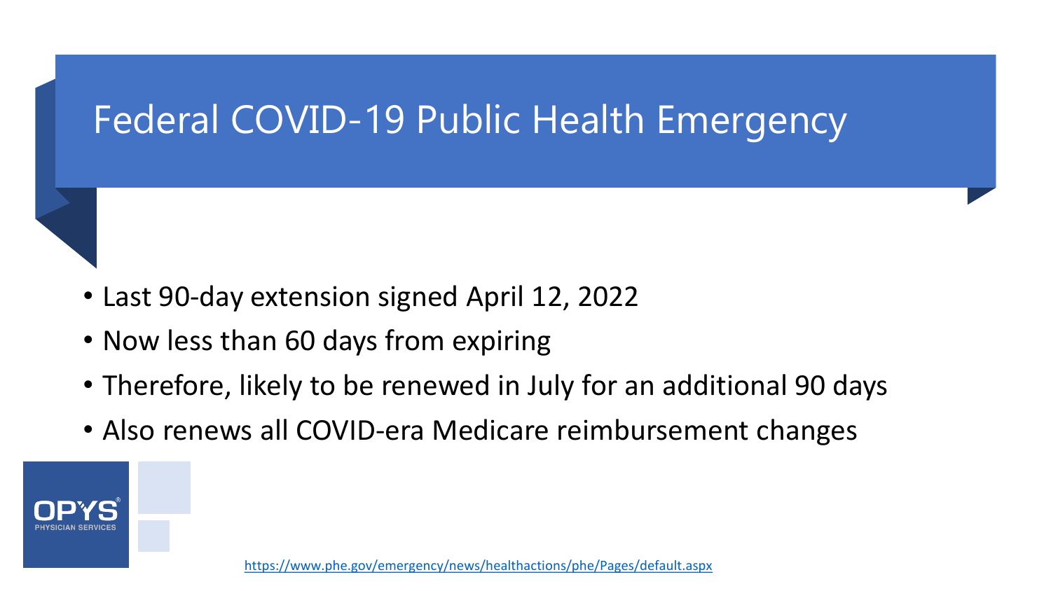# Federal COVID-19 Public Health Emergency

- Last 90-day extension signed April 12, 2022
- Now less than 60 days from expiring
- Therefore, likely to be renewed in July for an additional 90 days
- Also renews all COVID-era Medicare reimbursement changes

https://www.phe.gov/emergency/news/healthactions/phe/Pages/default.aspx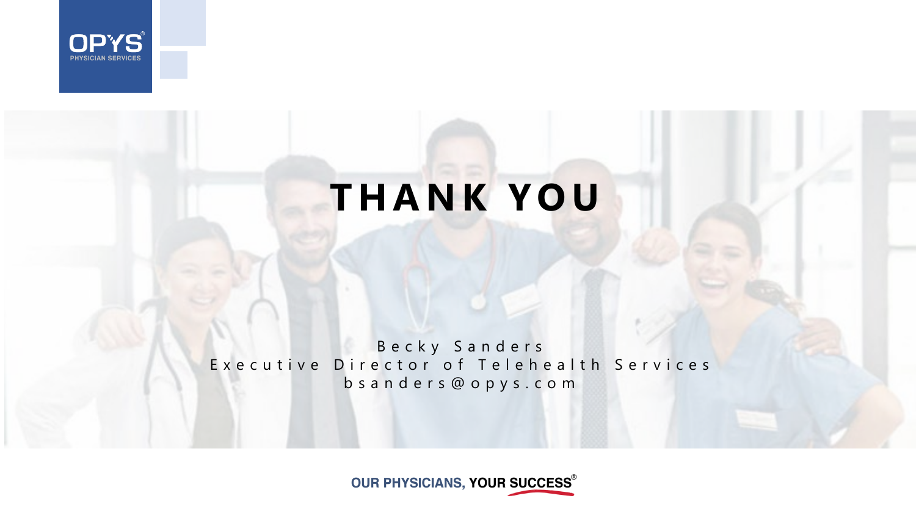OPYS® PHYSICIAN SERVICES

# THANK YOU

Becky Sanders
Executive Director of Telehealth Services
bsanders@opys.com

OUR PHYSICIANS, YOUR SUCCESS®